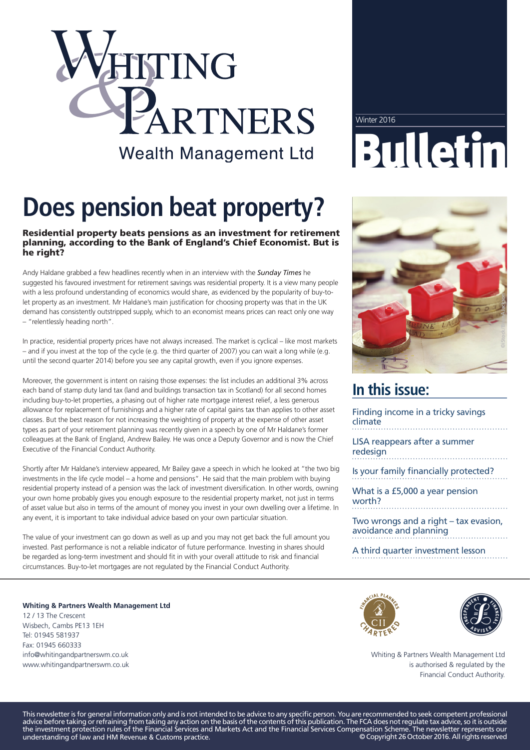# Whiting & Partners Wealth Management Ltd

Winter 2016

# Bulletin

## Does pension beat property?

**Residential property beats pensions as an investment for retirement planning, according to the Bank of England's Chief Economist. But is he right?**

Andy Haldane grabbed a few headlines recently when in an interview with the *Sunday Times* he suggested his favoured investment for retirement savings was residential property. It is a view many people with a less profound understanding of economics would share, as evidenced by the popularity of buy-to-let property as an investment. Mr Haldane's main justification for choosing property was that in the UK demand has consistently outstripped supply, which to an economist means prices can react only one way – "relentlessly heading north".

In practice, residential property prices have not always increased. The market is cyclical – like most markets – and if you invest at the top of the cycle (e.g. the third quarter of 2007) you can wait a long while (e.g. until the second quarter 2014) before you see any capital growth, even if you ignore expenses.

Moreover, the government is intent on raising those expenses: the list includes an additional 3% across each band of stamp duty land tax (land and buildings transaction tax in Scotland) for all second homes including buy-to-let properties, a phasing out of higher rate mortgage interest relief, a less generous allowance for replacement of furnishings and a higher rate of capital gains tax than applies to other asset classes. But the best reason for not increasing the weighting of property at the expense of other asset types as part of your retirement planning was recently given in a speech by one of Mr Haldane's former colleagues at the Bank of England, Andrew Bailey. He was once a Deputy Governor and is now the Chief Executive of the Financial Conduct Authority.

Shortly after Mr Haldane's interview appeared, Mr Bailey gave a speech in which he looked at "the two big investments in the life cycle model – a home and pensions". He said that the main problem with buying residential property instead of a pension was the lack of investment diversification. In other words, owning your own home probably gives you enough exposure to the residential property market, not just in terms of asset value but also in terms of the amount of money you invest in your own dwelling over a lifetime. In any event, it is important to take individual advice based on your own particular situation.

The value of your investment can go down as well as up and you may not get back the full amount you invested. Past performance is not a reliable indicator of future performance. Investing in shares should be regarded as long-term investment and should fit in with your overall attitude to risk and financial circumstances. Buy-to-let mortgages are not regulated by the Financial Conduct Authority.

## In this issue:

- Finding income in a tricky savings climate
- LISA reappears after a summer redesign
- Is your family financially protected?
- What is a £5,000 a year pension worth?
- Two wrongs and a right – tax evasion, avoidance and planning
- A third quarter investment lesson

**Whiting & Partners Wealth Management Ltd**
12 / 13 The Crescent
Wisbech, Cambs PE13 1EH
Tel: 01945 581937
Fax: 01945 660333
info@whitingandpartnerswm.co.uk
www.whitingandpartnerswm.co.uk

Whiting & Partners Wealth Management Ltd is authorised & regulated by the Financial Conduct Authority.

This newsletter is for general information only and is not intended to be advice to any specific person. You are recommended to seek competent professional advice before taking or refraining from taking any action on the basis of the contents of this publication. The FCA does not regulate tax advice, so it is outside the investment protection rules of the Financial Services and Markets Act and the Financial Services Compensation Scheme. The newsletter represents our understanding of law and HM Revenue & Customs practice. © Copyright 26 October 2016. All rights reserved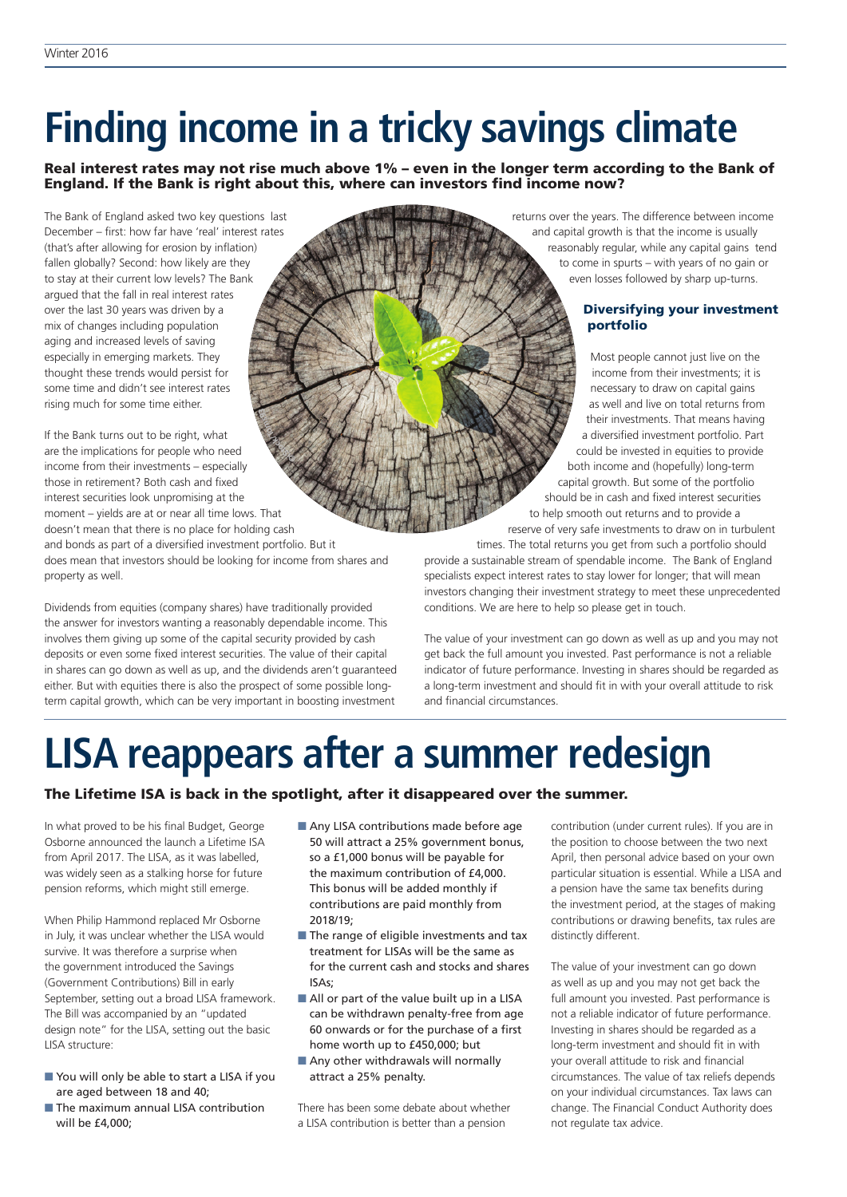# Finding income in a tricky savings climate

**Real interest rates may not rise much above 1% – even in the longer term according to the Bank of England. If the Bank is right about this, where can investors find income now?**

The Bank of England asked two key questions last December – first: how far have 'real' interest rates (that's after allowing for erosion by inflation) fallen globally? Second: how likely are they to stay at their current low levels? The Bank argued that the fall in real interest rates over the last 30 years was driven by a mix of changes including population aging and increased levels of saving especially in emerging markets. They thought these trends would persist for some time and didn't see interest rates rising much for some time either.

If the Bank turns out to be right, what are the implications for people who need income from their investments – especially those in retirement? Both cash and fixed interest securities look unpromising at the moment – yields are at or near all time lows. That doesn't mean that there is no place for holding cash and bonds as part of a diversified investment portfolio. But it does mean that investors should be looking for income from shares and property as well.

Dividends from equities (company shares) have traditionally provided the answer for investors wanting a reasonably dependable income. This involves them giving up some of the capital security provided by cash deposits or even some fixed interest securities. The value of their capital in shares can go down as well as up, and the dividends aren't guaranteed either. But with equities there is also the prospect of some possible long-term capital growth, which can be very important in boosting investment returns over the years. The difference between income and capital growth is that the income is usually reasonably regular, while any capital gains tend to come in spurts – with years of no gain or even losses followed by sharp up-turns.

### Diversifying your investment portfolio

Most people cannot just live on the income from their investments; it is necessary to draw on capital gains as well and live on total returns from their investments. That means having a diversified investment portfolio. Part could be invested in equities to provide both income and (hopefully) long-term capital growth. But some of the portfolio should be in cash and fixed interest securities to help smooth out returns and to provide a reserve of very safe investments to draw on in turbulent times. The total returns you get from such a portfolio should provide a sustainable stream of spendable income. The Bank of England specialists expect interest rates to stay lower for longer; that will mean investors changing their investment strategy to meet these unprecedented conditions. We are here to help so please get in touch.

The value of your investment can go down as well as up and you may not get back the full amount you invested. Past performance is not a reliable indicator of future performance. Investing in shares should be regarded as a long-term investment and should fit in with your overall attitude to risk and financial circumstances.

# LISA reappears after a summer redesign

**The Lifetime ISA is back in the spotlight, after it disappeared over the summer.**

In what proved to be his final Budget, George Osborne announced the launch a Lifetime ISA from April 2017. The LISA, as it was labelled, was widely seen as a stalking horse for future pension reforms, which might still emerge.

When Philip Hammond replaced Mr Osborne in July, it was unclear whether the LISA would survive. It was therefore a surprise when the government introduced the Savings (Government Contributions) Bill in early September, setting out a broad LISA framework. The Bill was accompanied by an "updated design note" for the LISA, setting out the basic LISA structure:

- You will only be able to start a LISA if you are aged between 18 and 40;
- The maximum annual LISA contribution will be £4,000;
- Any LISA contributions made before age 50 will attract a 25% government bonus, so a £1,000 bonus will be payable for the maximum contribution of £4,000. This bonus will be added monthly if contributions are paid monthly from 2018/19;
- The range of eligible investments and tax treatment for LISAs will be the same as for the current cash and stocks and shares ISAs;
- All or part of the value built up in a LISA can be withdrawn penalty-free from age 60 onwards or for the purchase of a first home worth up to £450,000; but
- Any other withdrawals will normally attract a 25% penalty.

There has been some debate about whether a LISA contribution is better than a pension contribution (under current rules). If you are in the position to choose between the two next April, then personal advice based on your own particular situation is essential. While a LISA and a pension have the same tax benefits during the investment period, at the stages of making contributions or drawing benefits, tax rules are distinctly different.

The value of your investment can go down as well as up and you may not get back the full amount you invested. Past performance is not a reliable indicator of future performance. Investing in shares should be regarded as a long-term investment and should fit in with your overall attitude to risk and financial circumstances. The value of tax reliefs depends on your individual circumstances. Tax laws can change. The Financial Conduct Authority does not regulate tax advice.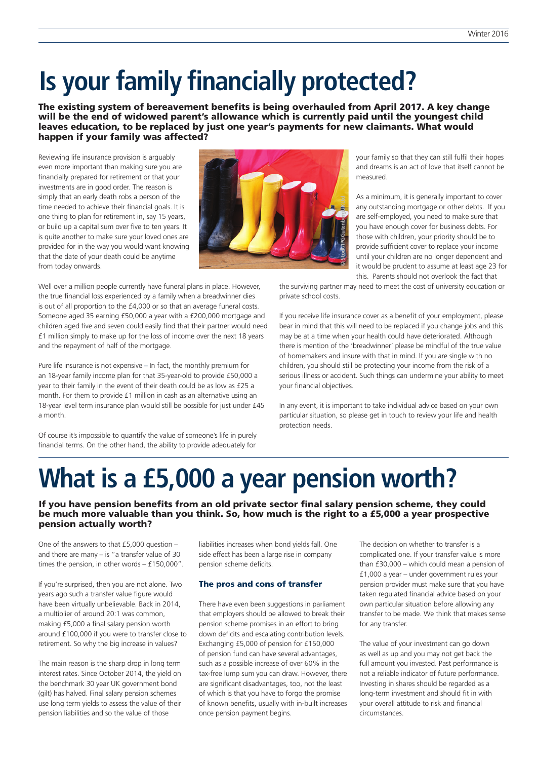# Is your family financially protected?

**The existing system of bereavement benefits is being overhauled from April 2017. A key change will be the end of widowed parent's allowance which is currently paid until the youngest child leaves education, to be replaced by just one year's payments for new claimants. What would happen if your family was affected?**

Reviewing life insurance provision is arguably even more important than making sure you are financially prepared for retirement or that your investments are in good order. The reason is simply that an early death robs a person of the time needed to achieve their financial goals. It is one thing to plan for retirement in, say 15 years, or build up a capital sum over five to ten years. It is quite another to make sure your loved ones are provided for in the way you would want knowing that the date of your death could be anytime from today onwards.

Well over a million people currently have funeral plans in place. However, the true financial loss experienced by a family when a breadwinner dies is out of all proportion to the £4,000 or so that an average funeral costs. Someone aged 35 earning £50,000 a year with a £200,000 mortgage and children aged five and seven could easily find that their partner would need £1 million simply to make up for the loss of income over the next 18 years and the repayment of half of the mortgage.

Pure life insurance is not expensive – In fact, the monthly premium for an 18-year family income plan for that 35-year-old to provide £50,000 a year to their family in the event of their death could be as low as £25 a month. For them to provide £1 million in cash as an alternative using an 18-year level term insurance plan would still be possible for just under £45 a month.

Of course it's impossible to quantify the value of someone's life in purely financial terms. On the other hand, the ability to provide adequately for your family so that they can still fulfil their hopes and dreams is an act of love that itself cannot be measured.

As a minimum, it is generally important to cover any outstanding mortgage or other debts. If you are self-employed, you need to make sure that you have enough cover for business debts. For those with children, your priority should be to provide sufficient cover to replace your income until your children are no longer dependent and it would be prudent to assume at least age 23 for this. Parents should not overlook the fact that the surviving partner may need to meet the cost of university education or private school costs.

If you receive life insurance cover as a benefit of your employment, please bear in mind that this will need to be replaced if you change jobs and this may be at a time when your health could have deteriorated. Although there is mention of the 'breadwinner' please be mindful of the true value of homemakers and insure with that in mind. If you are single with no children, you should still be protecting your income from the risk of a serious illness or accident. Such things can undermine your ability to meet your financial objectives.

In any event, it is important to take individual advice based on your own particular situation, so please get in touch to review your life and health protection needs.

# What is a £5,000 a year pension worth?

**If you have pension benefits from an old private sector final salary pension scheme, they could be much more valuable than you think. So, how much is the right to a £5,000 a year prospective pension actually worth?**

One of the answers to that £5,000 question – and there are many – is "a transfer value of 30 times the pension, in other words – £150,000".

If you're surprised, then you are not alone. Two years ago such a transfer value figure would have been virtually unbelievable. Back in 2014, a multiplier of around 20:1 was common, making £5,000 a final salary pension worth around £100,000 if you were to transfer close to retirement. So why the big increase in values?

The main reason is the sharp drop in long term interest rates. Since October 2014, the yield on the benchmark 30 year UK government bond (gilt) has halved. Final salary pension schemes use long term yields to assess the value of their pension liabilities and so the value of those liabilities increases when bond yields fall. One side effect has been a large rise in company pension scheme deficits.

### The pros and cons of transfer

There have even been suggestions in parliament that employers should be allowed to break their pension scheme promises in an effort to bring down deficits and escalating contribution levels. Exchanging £5,000 of pension for £150,000 of pension fund can have several advantages, such as a possible increase of over 60% in the tax-free lump sum you can draw. However, there are significant disadvantages, too, not the least of which is that you have to forgo the promise of known benefits, usually with in-built increases once pension payment begins.

The decision on whether to transfer is a complicated one. If your transfer value is more than £30,000 – which could mean a pension of £1,000 a year – under government rules your pension provider must make sure that you have taken regulated financial advice based on your own particular situation before allowing any transfer to be made. We think that makes sense for any transfer.

The value of your investment can go down as well as up and you may not get back the full amount you invested. Past performance is not a reliable indicator of future performance. Investing in shares should be regarded as a long-term investment and should fit in with your overall attitude to risk and financial circumstances.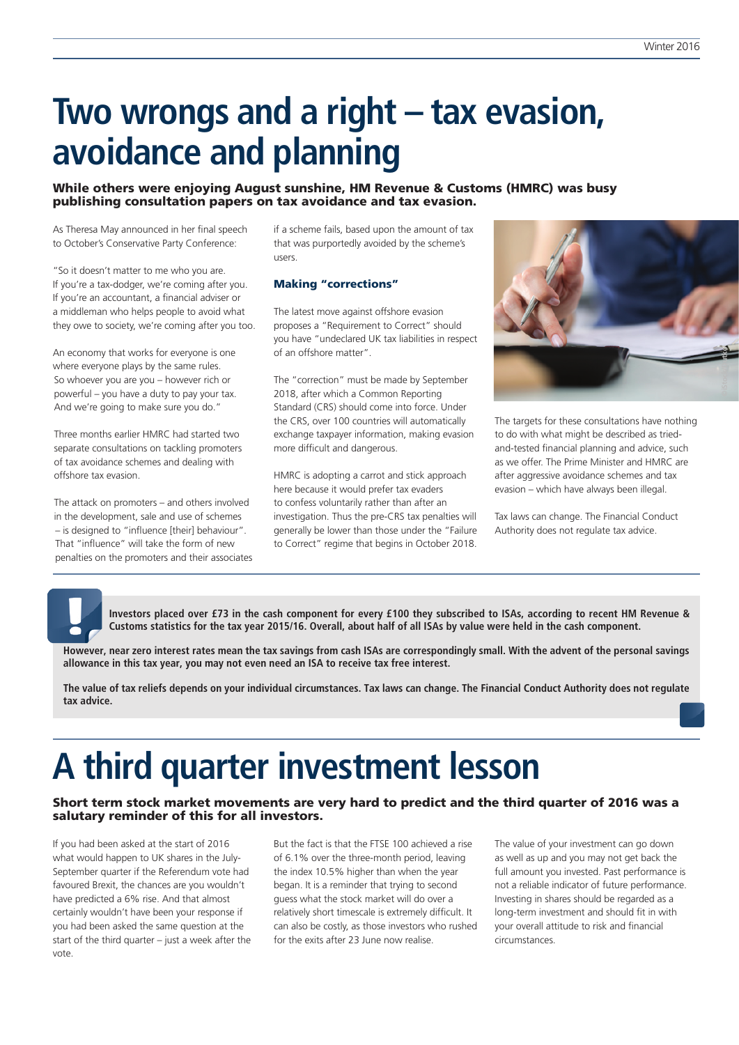# Two wrongs and a right – tax evasion, avoidance and planning

**While others were enjoying August sunshine, HM Revenue & Customs (HMRC) was busy publishing consultation papers on tax avoidance and tax evasion.**

As Theresa May announced in her final speech to October's Conservative Party Conference:

"So it doesn't matter to me who you are. If you're a tax-dodger, we're coming after you. If you're an accountant, a financial adviser or a middleman who helps people to avoid what they owe to society, we're coming after you too.

An economy that works for everyone is one where everyone plays by the same rules. So whoever you are you – however rich or powerful – you have a duty to pay your tax. And we're going to make sure you do."

Three months earlier HMRC had started two separate consultations on tackling promoters of tax avoidance schemes and dealing with offshore tax evasion.

The attack on promoters – and others involved in the development, sale and use of schemes – is designed to "influence [their] behaviour". That "influence" will take the form of new penalties on the promoters and their associates if a scheme fails, based upon the amount of tax that was purportedly avoided by the scheme's users.

### Making "corrections"

The latest move against offshore evasion proposes a "Requirement to Correct" should you have "undeclared UK tax liabilities in respect of an offshore matter".

The "correction" must be made by September 2018, after which a Common Reporting Standard (CRS) should come into force. Under the CRS, over 100 countries will automatically exchange taxpayer information, making evasion more difficult and dangerous.

HMRC is adopting a carrot and stick approach here because it would prefer tax evaders to confess voluntarily rather than after an investigation. Thus the pre-CRS tax penalties will generally be lower than those under the "Failure to Correct" regime that begins in October 2018.

The targets for these consultations have nothing to do with what might be described as tried-and-tested financial planning and advice, such as we offer. The Prime Minister and HMRC are after aggressive avoidance schemes and tax evasion – which have always been illegal.

Tax laws can change. The Financial Conduct Authority does not regulate tax advice.

**Investors placed over £73 in the cash component for every £100 they subscribed to ISAs, according to recent HM Revenue & Customs statistics for the tax year 2015/16. Overall, about half of all ISAs by value were held in the cash component.**

**However, near zero interest rates mean the tax savings from cash ISAs are correspondingly small. With the advent of the personal savings allowance in this tax year, you may not even need an ISA to receive tax free interest.**

**The value of tax reliefs depends on your individual circumstances. Tax laws can change. The Financial Conduct Authority does not regulate tax advice.**

# A third quarter investment lesson

**Short term stock market movements are very hard to predict and the third quarter of 2016 was a salutary reminder of this for all investors.**

If you had been asked at the start of 2016 what would happen to UK shares in the July-September quarter if the Referendum vote had favoured Brexit, the chances are you wouldn't have predicted a 6% rise. And that almost certainly wouldn't have been your response if you had been asked the same question at the start of the third quarter – just a week after the vote.

But the fact is that the FTSE 100 achieved a rise of 6.1% over the three-month period, leaving the index 10.5% higher than when the year began. It is a reminder that trying to second guess what the stock market will do over a relatively short timescale is extremely difficult. It can also be costly, as those investors who rushed for the exits after 23 June now realise.

The value of your investment can go down as well as up and you may not get back the full amount you invested. Past performance is not a reliable indicator of future performance. Investing in shares should be regarded as a long-term investment and should fit in with your overall attitude to risk and financial circumstances.